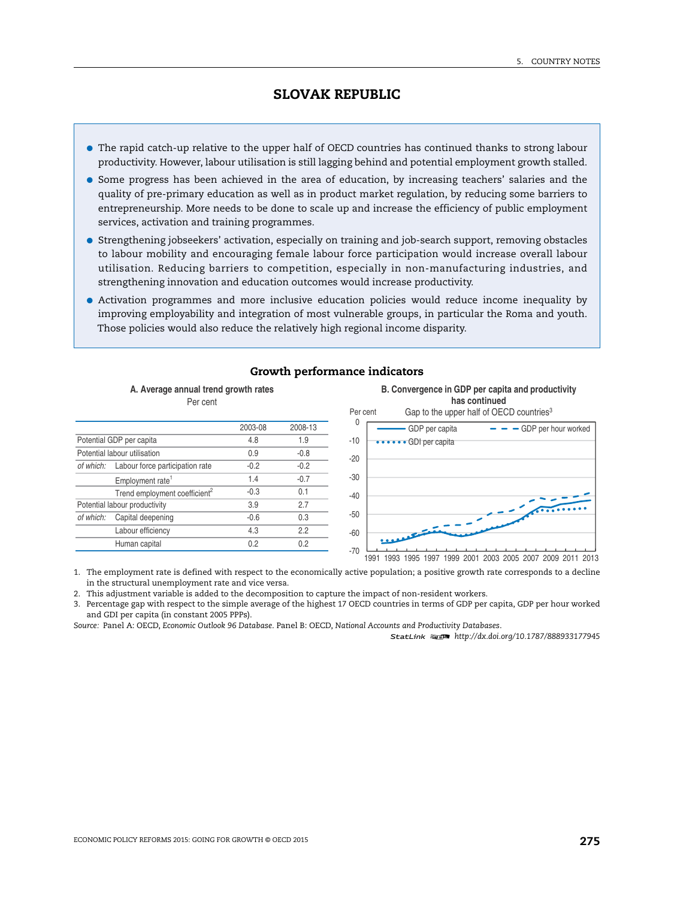# SLOVAK REPUBLIC

- The rapid catch-up relative to the upper half of OECD countries has continued thanks to strong labour productivity. However, labour utilisation is still lagging behind and potential employment growth stalled.
- Some progress has been achieved in the area of education, by increasing teachers' salaries and the quality of pre-primary education as well as in product market regulation, by reducing some barriers to entrepreneurship. More needs to be done to scale up and increase the efficiency of public employment services, activation and training programmes.
- Strengthening jobseekers' activation, especially on training and job-search support, removing obstacles to labour mobility and encouraging female labour force participation would increase overall labour utilisation. Reducing barriers to competition, especially in non-manufacturing industries, and strengthening innovation and education outcomes would increase productivity.
- Activation programmes and more inclusive education policies would reduce income inequality by improving employability and integration of most vulnerable groups, in particular the Roma and youth. Those policies would also reduce the relatively high regional income disparity.

## Growth performance indicators

**A. Average annual trend growth rates**

Per cent

| | | 2003-08 | 2008-13 |
|---|---|---|---|
| Potential GDP per capita | | 4.8 | 1.9 |
| Potential labour utilisation | | 0.9 | -0.8 |
| *of which:* | Labour force participation rate | -0.2 | -0.2 |
| | Employment rate[1] | 1.4 | -0.7 |
| | Trend employment coefficient[2] | -0.3 | 0.1 |
| Potential labour productivity | | 3.9 | 2.7 |
| *of which:* | Capital deepening | -0.6 | 0.3 |
| | Labour efficiency | 4.3 | 2.2 |
| | Human capital | 0.2 | 0.2 |

**B. Convergence in GDP per capita and productivity has continued**

Gap to the upper half of OECD countries[3]

1. The employment rate is defined with respect to the economically active population; a positive growth rate corresponds to a decline in the structural unemployment rate and vice versa.
2. This adjustment variable is added to the decomposition to capture the impact of non-resident workers.
3. Percentage gap with respect to the simple average of the highest 17 OECD countries in terms of GDP per capita, GDP per hour worked and GDI per capita (in constant 2005 PPPs).

*Source:* Panel A: OECD, *Economic Outlook 96 Database*. Panel B: OECD, *National Accounts and Productivity Databases*.

StatLink http://dx.doi.org/10.1787/888933177945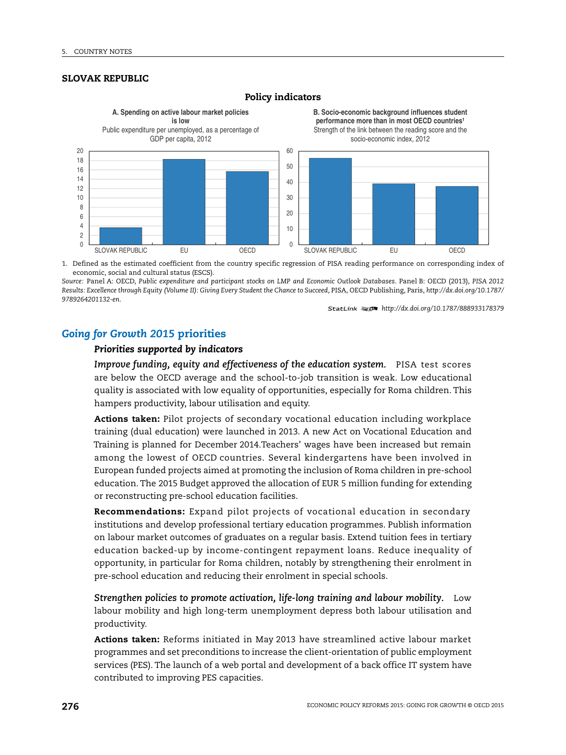## SLOVAK REPUBLIC

### Policy indicators

**A. Spending on active labour market policies is low**

Public expenditure per unemployed, as a percentage of GDP per capita, 2012

**B. Socio-economic background influences student performance more than in most OECD countries[1]**

Strength of the link between the reading score and the socio-economic index, 2012

1. Defined as the estimated coefficient from the country specific regression of PISA reading performance on corresponding index of economic, social and cultural status (ESCS).

*Source:* Panel A: OECD, *Public expenditure and participant stocks on LMP and Economic Outlook Databases*. Panel B: OECD (2013), *PISA 2012 Results: Excellence through Equity (Volume II): Giving Every Student the Chance to Succeed*, PISA, OECD Publishing, Paris, *http://dx.doi.org/10.1787/9789264201132-en*.

StatLink http://dx.doi.org/10.1787/888933178379

## *Going for Growth* 2015 priorities

### *Priorities supported by indicators*

***Improve funding, equity and effectiveness of the education system.*** PISA test scores are below the OECD average and the school-to-job transition is weak. Low educational quality is associated with low equality of opportunities, especially for Roma children. This hampers productivity, labour utilisation and equity.

**Actions taken:** Pilot projects of secondary vocational education including workplace training (dual education) were launched in 2013. A new Act on Vocational Education and Training is planned for December 2014.Teachers' wages have been increased but remain among the lowest of OECD countries. Several kindergartens have been involved in European funded projects aimed at promoting the inclusion of Roma children in pre-school education. The 2015 Budget approved the allocation of EUR 5 million funding for extending or reconstructing pre-school education facilities.

**Recommendations:** Expand pilot projects of vocational education in secondary institutions and develop professional tertiary education programmes. Publish information on labour market outcomes of graduates on a regular basis. Extend tuition fees in tertiary education backed-up by income-contingent repayment loans. Reduce inequality of opportunity, in particular for Roma children, notably by strengthening their enrolment in pre-school education and reducing their enrolment in special schools.

***Strengthen policies to promote activation, life-long training and labour mobility.*** Low labour mobility and high long-term unemployment depress both labour utilisation and productivity.

**Actions taken:** Reforms initiated in May 2013 have streamlined active labour market programmes and set preconditions to increase the client-orientation of public employment services (PES). The launch of a web portal and development of a back office IT system have contributed to improving PES capacities.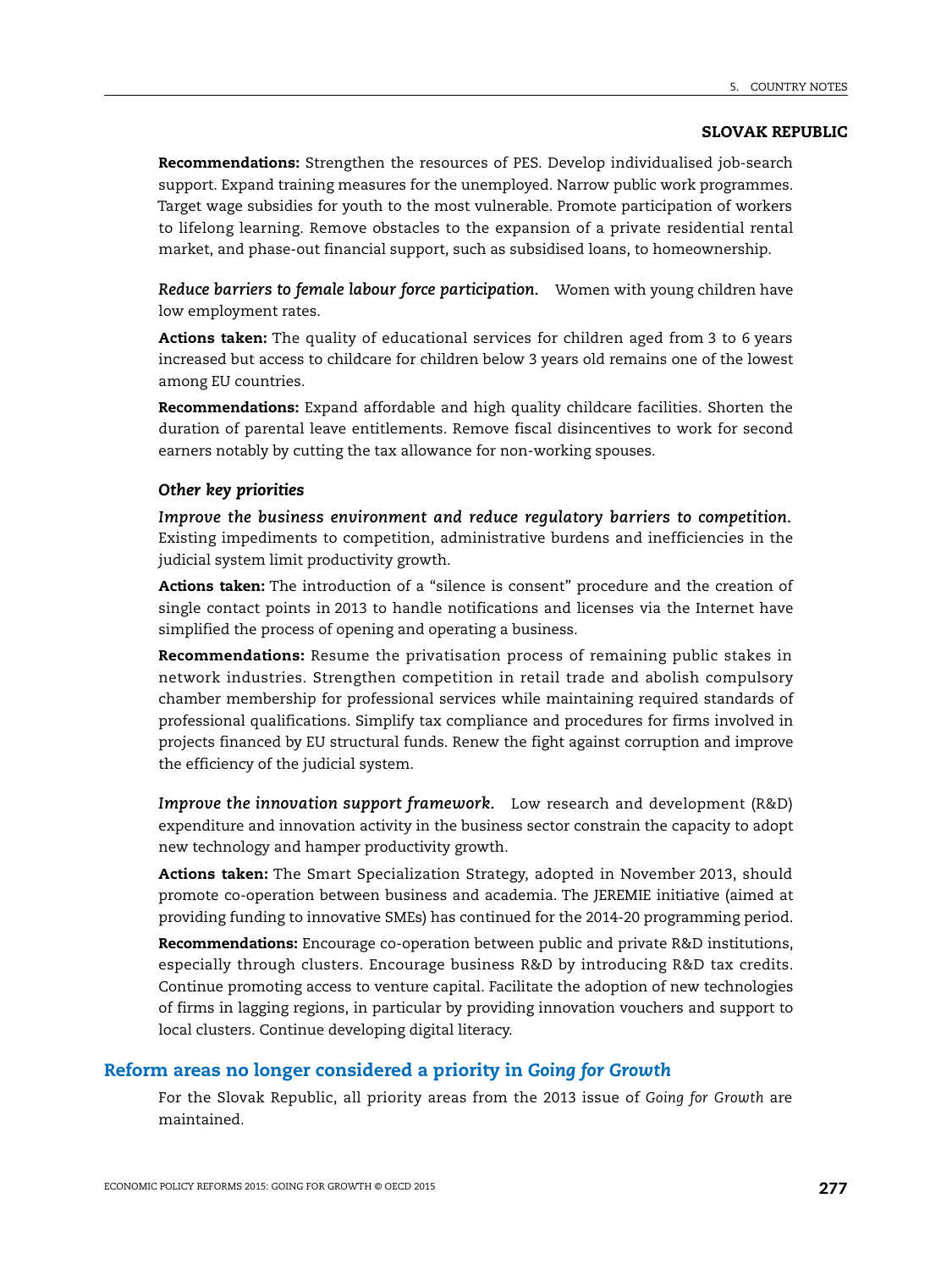**Recommendations:** Strengthen the resources of PES. Develop individualised job-search support. Expand training measures for the unemployed. Narrow public work programmes. Target wage subsidies for youth to the most vulnerable. Promote participation of workers to lifelong learning. Remove obstacles to the expansion of a private residential rental market, and phase-out financial support, such as subsidised loans, to homeownership.

***Reduce barriers to female labour force participation.*** Women with young children have low employment rates.

**Actions taken:** The quality of educational services for children aged from 3 to 6 years increased but access to childcare for children below 3 years old remains one of the lowest among EU countries.

**Recommendations:** Expand affordable and high quality childcare facilities. Shorten the duration of parental leave entitlements. Remove fiscal disincentives to work for second earners notably by cutting the tax allowance for non-working spouses.

***Other key priorities***

***Improve the business environment and reduce regulatory barriers to competition.*** Existing impediments to competition, administrative burdens and inefficiencies in the judicial system limit productivity growth.

**Actions taken:** The introduction of a "silence is consent" procedure and the creation of single contact points in 2013 to handle notifications and licenses via the Internet have simplified the process of opening and operating a business.

**Recommendations:** Resume the privatisation process of remaining public stakes in network industries. Strengthen competition in retail trade and abolish compulsory chamber membership for professional services while maintaining required standards of professional qualifications. Simplify tax compliance and procedures for firms involved in projects financed by EU structural funds. Renew the fight against corruption and improve the efficiency of the judicial system.

***Improve the innovation support framework.*** Low research and development (R&D) expenditure and innovation activity in the business sector constrain the capacity to adopt new technology and hamper productivity growth.

**Actions taken:** The Smart Specialization Strategy, adopted in November 2013, should promote co-operation between business and academia. The JEREMIE initiative (aimed at providing funding to innovative SMEs) has continued for the 2014-20 programming period.

**Recommendations:** Encourage co-operation between public and private R&D institutions, especially through clusters. Encourage business R&D by introducing R&D tax credits. Continue promoting access to venture capital. Facilitate the adoption of new technologies of firms in lagging regions, in particular by providing innovation vouchers and support to local clusters. Continue developing digital literacy.

## Reform areas no longer considered a priority in *Going for Growth*

For the Slovak Republic, all priority areas from the 2013 issue of *Going for Growth* are maintained.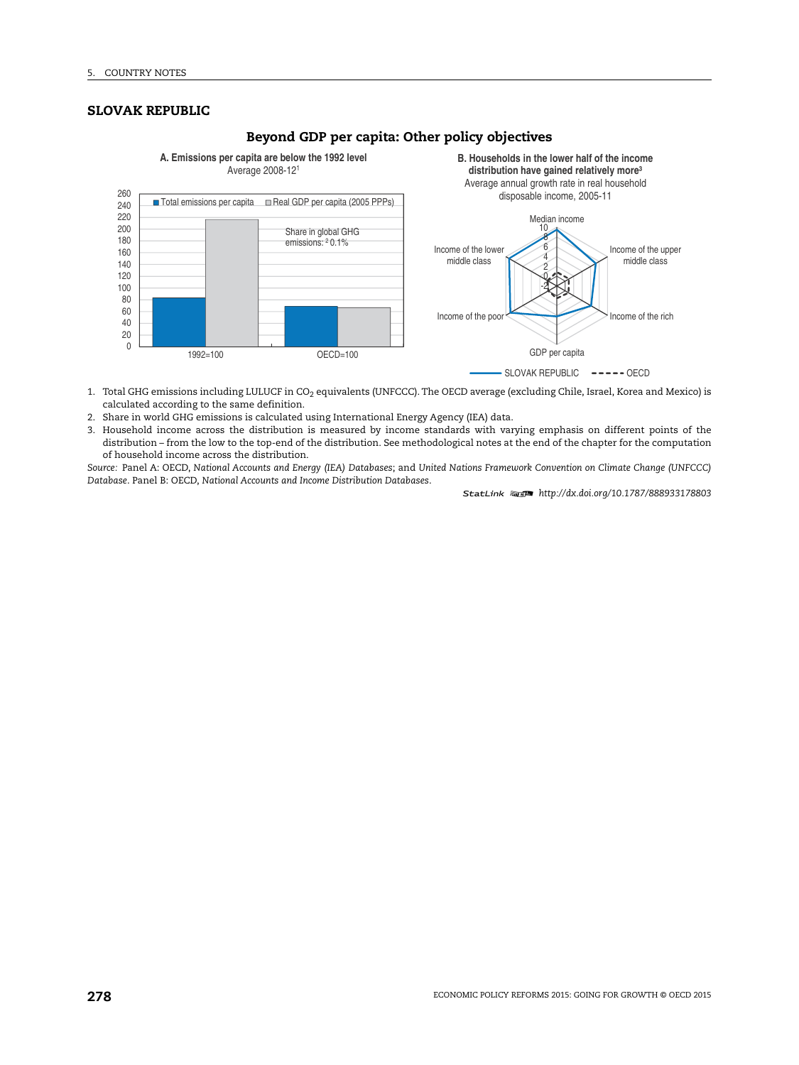## SLOVAK REPUBLIC

### Beyond GDP per capita: Other policy objectives

A. Emissions per capita are below the 1992 level
Average 2008-12[1]

260
240
220
200
180
160
140
120
100
80
60
40
20
0

Total emissions per capita
Real GDP per capita (2005 PPPs)

Share in global GHG emissions:[2] 0.1%

1992=100
OECD=100

B. Households in the lower half of the income distribution have gained relatively more[3]
Average annual growth rate in real household disposable income, 2005-11

Median income
10
8
6
4
2
0
-2
Income of the upper middle class
Income of the rich
GDP per capita
Income of the poor
Income of the lower middle class

SLOVAK REPUBLIC
OECD

1. Total GHG emissions including LULUCF in $CO_2$ equivalents (UNFCCC). The OECD average (excluding Chile, Israel, Korea and Mexico) is calculated according to the same definition.
2. Share in world GHG emissions is calculated using International Energy Agency (IEA) data.
3. Household income across the distribution is measured by income standards with varying emphasis on different points of the distribution – from the low to the top-end of the distribution. See methodological notes at the end of the chapter for the computation of household income across the distribution.

*Source:* Panel A: OECD, *National Accounts and Energy (IEA) Databases*; and *United Nations Framework Convention on Climate Change (UNFCCC) Database*. Panel B: OECD, *National Accounts and Income Distribution Databases*.

StatLink http://dx.doi.org/10.1787/888933178803